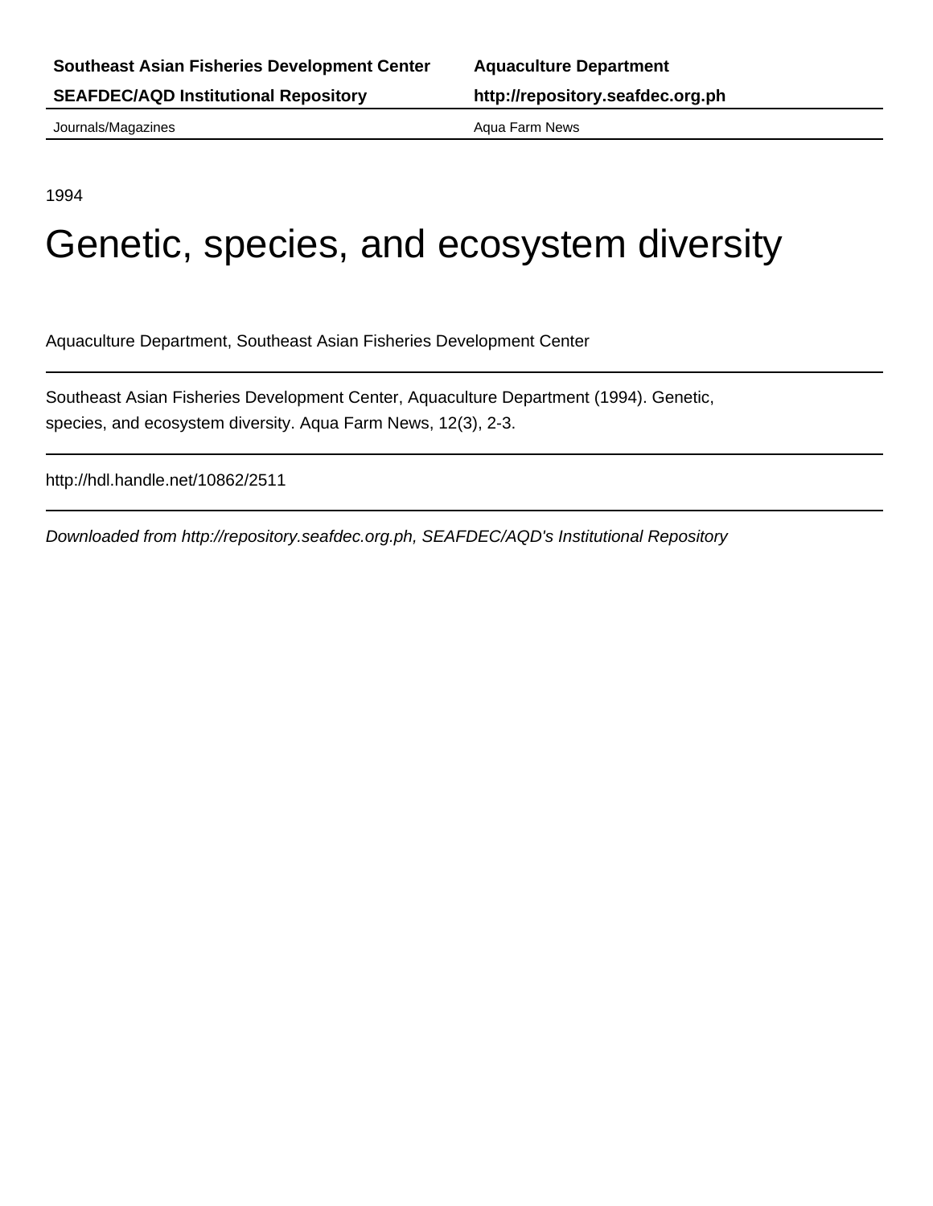**Southeast Asian Fisheries Development Center** | **Aquaculture Department**

**SEAFDEC/AQD Institutional Repository** | **http://repository.seafdec.org.ph**

Journals/Magazines | Aqua Farm News

---

1994

# Genetic, species, and ecosystem diversity

Aquaculture Department, Southeast Asian Fisheries Development Center

---

Southeast Asian Fisheries Development Center, Aquaculture Department (1994). Genetic, species, and ecosystem diversity. Aqua Farm News, 12(3), 2-3.

---

http://hdl.handle.net/10862/2511

---

*Downloaded from http://repository.seafdec.org.ph, SEAFDEC/AQD's Institutional Repository*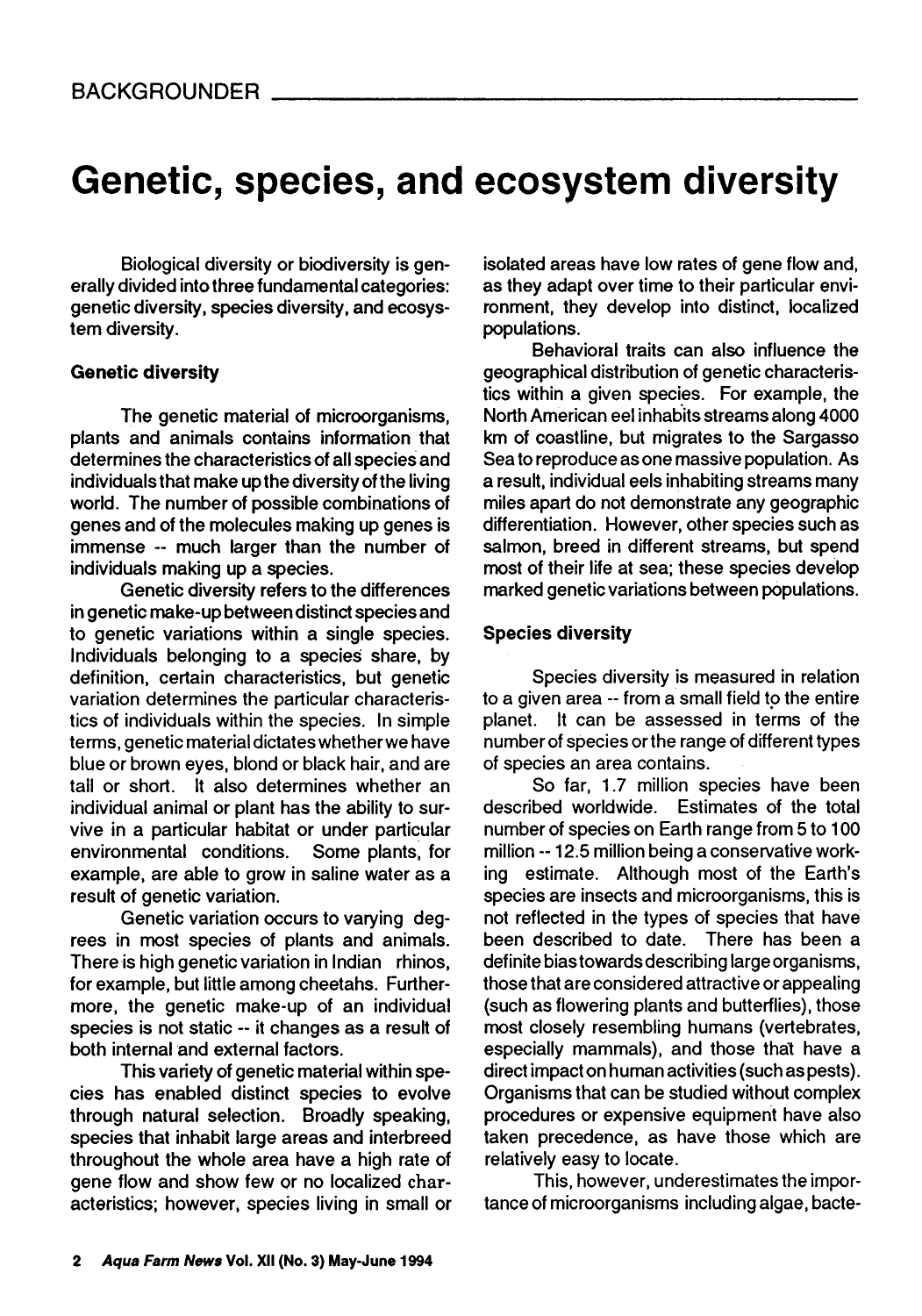# Genetic, species, and ecosystem diversity

Biological diversity or biodiversity is generally divided into three fundamental categories: genetic diversity, species diversity, and ecosystem diversity.

### Genetic diversity

The genetic material of microorganisms, plants and animals contains information that determines the characteristics of all species and individuals that make up the diversity of the living world. The number of possible combinations of genes and of the molecules making up genes is immense -- much larger than the number of individuals making up a species.

Genetic diversity refers to the differences in genetic make-up between distinct species and to genetic variations within a single species. Individuals belonging to a species share, by definition, certain characteristics, but genetic variation determines the particular characteristics of individuals within the species. In simple terms, genetic material dictates whether we have blue or brown eyes, blond or black hair, and are tall or short. It also determines whether an individual animal or plant has the ability to survive in a particular habitat or under particular environmental conditions. Some plants, for example, are able to grow in saline water as a result of genetic variation.

Genetic variation occurs to varying degrees in most species of plants and animals. There is high genetic variation in Indian rhinos, for example, but little among cheetahs. Furthermore, the genetic make-up of an individual species is not static -- it changes as a result of both internal and external factors.

This variety of genetic material within species has enabled distinct species to evolve through natural selection. Broadly speaking, species that inhabit large areas and interbreed throughout the whole area have a high rate of gene flow and show few or no localized characteristics; however, species living in small or isolated areas have low rates of gene flow and, as they adapt over time to their particular environment, they develop into distinct, localized populations.

Behavioral traits can also influence the geographical distribution of genetic characteristics within a given species. For example, the North American eel inhabits streams along 4000 km of coastline, but migrates to the Sargasso Sea to reproduce as one massive population. As a result, individual eels inhabiting streams many miles apart do not demonstrate any geographic differentiation. However, other species such as salmon, breed in different streams, but spend most of their life at sea; these species develop marked genetic variations between populations.

### Species diversity

Species diversity is measured in relation to a given area -- from a small field to the entire planet. It can be assessed in terms of the number of species or the range of different types of species an area contains.

So far, 1.7 million species have been described worldwide. Estimates of the total number of species on Earth range from 5 to 100 million -- 12.5 million being a conservative working estimate. Although most of the Earth's species are insects and microorganisms, this is not reflected in the types of species that have been described to date. There has been a definite bias towards describing large organisms, those that are considered attractive or appealing (such as flowering plants and butterflies), those most closely resembling humans (vertebrates, especially mammals), and those that have a direct impact on human activities (such as pests). Organisms that can be studied without complex procedures or expensive equipment have also taken precedence, as have those which are relatively easy to locate.

This, however, underestimates the importance of microorganisms including algae, bacte-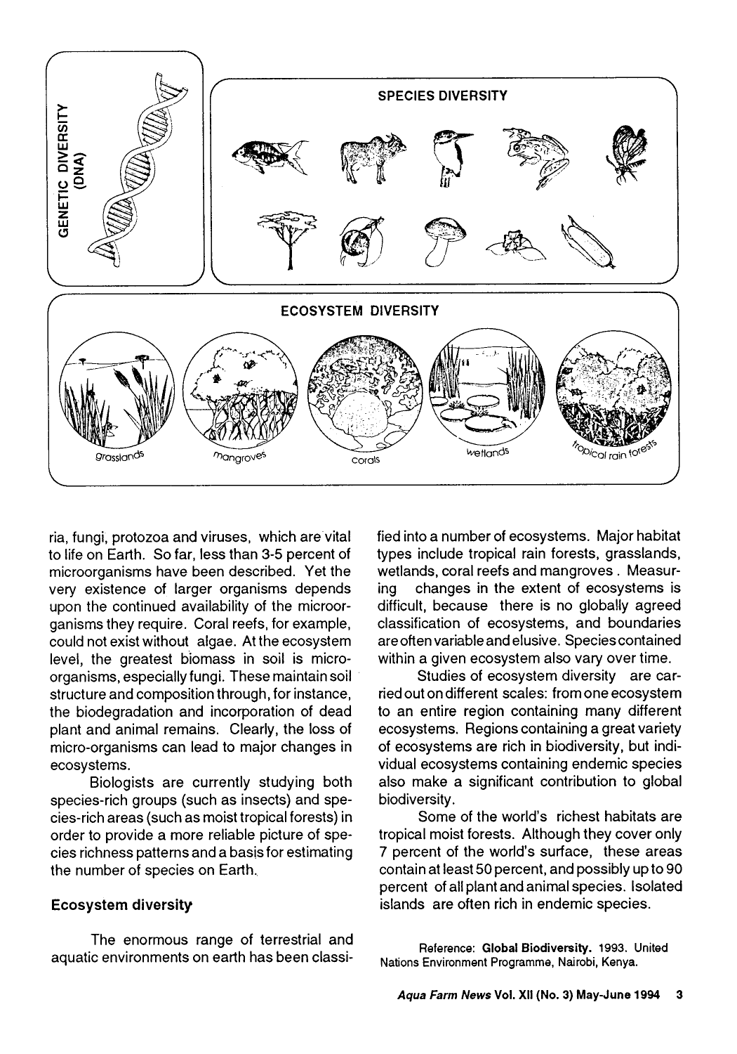GENETIC DIVERSITY (DNA)

SPECIES DIVERSITY

ECOSYSTEM DIVERSITY

grasslands

mangroves

corals

wetlands

tropical rain forests

ria, fungi, protozoa and viruses, which are vital to life on Earth. So far, less than 3-5 percent of microorganisms have been described. Yet the very existence of larger organisms depends upon the continued availability of the microorganisms they require. Coral reefs, for example, could not exist without algae. At the ecosystem level, the greatest biomass in soil is micro-organisms, especially fungi. These maintain soil structure and composition through, for instance, the biodegradation and incorporation of dead plant and animal remains. Clearly, the loss of micro-organisms can lead to major changes in ecosystems.

Biologists are currently studying both species-rich groups (such as insects) and species-rich areas (such as moist tropical forests) in order to provide a more reliable picture of species richness patterns and a basis for estimating the number of species on Earth.

## Ecosystem diversity

The enormous range of terrestrial and aquatic environments on earth has been classified into a number of ecosystems. Major habitat types include tropical rain forests, grasslands, wetlands, coral reefs and mangroves . Measuring changes in the extent of ecosystems is difficult, because there is no globally agreed classification of ecosystems, and boundaries are often variable and elusive. Species contained within a given ecosystem also vary over time.

Studies of ecosystem diversity are carried out on different scales: from one ecosystem to an entire region containing many different ecosystems. Regions containing a great variety of ecosystems are rich in biodiversity, but individual ecosystems containing endemic species also make a significant contribution to global biodiversity.

Some of the world's richest habitats are tropical moist forests. Although they cover only 7 percent of the world's surface, these areas contain at least 50 percent, and possibly up to 90 percent of all plant and animal species. Isolated islands are often rich in endemic species.

Reference: **Global Biodiversity.** 1993. United Nations Environment Programme, Nairobi, Kenya.